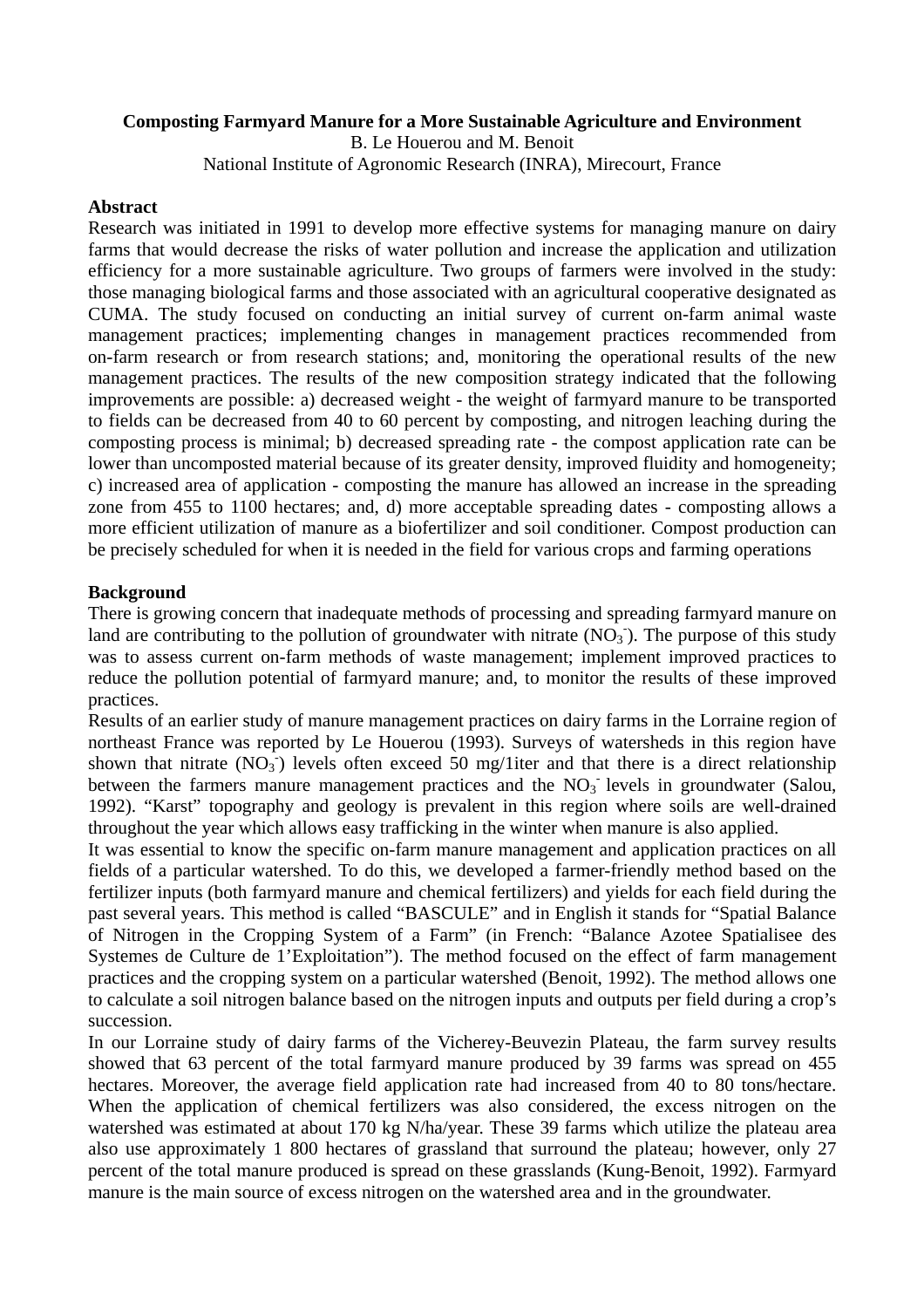# Composting Farmyard Manure for a More Sustainable Agriculture and Environment

B. Le Houerou and M. Benoit

National Institute of Agronomic Research (INRA), Mirecourt, France

## Abstract

Research was initiated in 1991 to develop more effective systems for managing manure on dairy farms that would decrease the risks of water pollution and increase the application and utilization efficiency for a more sustainable agriculture. Two groups of farmers were involved in the study: those managing biological farms and those associated with an agricultural cooperative designated as CUMA. The study focused on conducting an initial survey of current on-farm animal waste management practices; implementing changes in management practices recommended from on-farm research or from research stations; and, monitoring the operational results of the new management practices. The results of the new composition strategy indicated that the following improvements are possible: a) decreased weight - the weight of farmyard manure to be transported to fields can be decreased from 40 to 60 percent by composting, and nitrogen leaching during the composting process is minimal; b) decreased spreading rate - the compost application rate can be lower than uncomposted material because of its greater density, improved fluidity and homogeneity; c) increased area of application - composting the manure has allowed an increase in the spreading zone from 455 to 1100 hectares; and, d) more acceptable spreading dates - composting allows a more efficient utilization of manure as a biofertilizer and soil conditioner. Compost production can be precisely scheduled for when it is needed in the field for various crops and farming operations

## Background

There is growing concern that inadequate methods of processing and spreading farmyard manure on land are contributing to the pollution of groundwater with nitrate ($NO_3^-$). The purpose of this study was to assess current on-farm methods of waste management; implement improved practices to reduce the pollution potential of farmyard manure; and, to monitor the results of these improved practices.

Results of an earlier study of manure management practices on dairy farms in the Lorraine region of northeast France was reported by Le Houerou (1993). Surveys of watersheds in this region have shown that nitrate ($NO_3^-$) levels often exceed 50 mg/1iter and that there is a direct relationship between the farmers manure management practices and the $NO_3^-$ levels in groundwater (Salou, 1992). "Karst" topography and geology is prevalent in this region where soils are well-drained throughout the year which allows easy trafficking in the winter when manure is also applied.

It was essential to know the specific on-farm manure management and application practices on all fields of a particular watershed. To do this, we developed a farmer-friendly method based on the fertilizer inputs (both farmyard manure and chemical fertilizers) and yields for each field during the past several years. This method is called "BASCULE" and in English it stands for "Spatial Balance of Nitrogen in the Cropping System of a Farm" (in French: "Balance Azotee Spatialisee des Systemes de Culture de 1'Exploitation"). The method focused on the effect of farm management practices and the cropping system on a particular watershed (Benoit, 1992). The method allows one to calculate a soil nitrogen balance based on the nitrogen inputs and outputs per field during a crop's succession.

In our Lorraine study of dairy farms of the Vicherey-Beuvezin Plateau, the farm survey results showed that 63 percent of the total farmyard manure produced by 39 farms was spread on 455 hectares. Moreover, the average field application rate had increased from 40 to 80 tons/hectare. When the application of chemical fertilizers was also considered, the excess nitrogen on the watershed was estimated at about 170 kg N/ha/year. These 39 farms which utilize the plateau area also use approximately 1 800 hectares of grassland that surround the plateau; however, only 27 percent of the total manure produced is spread on these grasslands (Kung-Benoit, 1992). Farmyard manure is the main source of excess nitrogen on the watershed area and in the groundwater.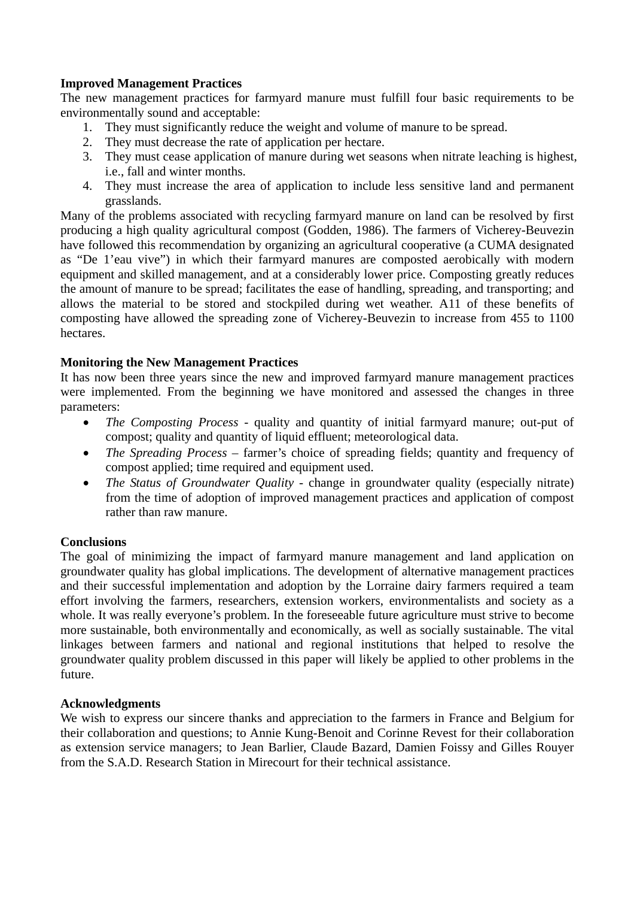**Improved Management Practices**

The new management practices for farmyard manure must fulfill four basic requirements to be environmentally sound and acceptable:

1. They must significantly reduce the weight and volume of manure to be spread.
2. They must decrease the rate of application per hectare.
3. They must cease application of manure during wet seasons when nitrate leaching is highest, i.e., fall and winter months.
4. They must increase the area of application to include less sensitive land and permanent grasslands.

Many of the problems associated with recycling farmyard manure on land can be resolved by first producing a high quality agricultural compost (Godden, 1986). The farmers of Vicherey-Beuvezin have followed this recommendation by organizing an agricultural cooperative (a CUMA designated as "De 1'eau vive") in which their farmyard manures are composted aerobically with modern equipment and skilled management, and at a considerably lower price. Composting greatly reduces the amount of manure to be spread; facilitates the ease of handling, spreading, and transporting; and allows the material to be stored and stockpiled during wet weather. A11 of these benefits of composting have allowed the spreading zone of Vicherey-Beuvezin to increase from 455 to 1100 hectares.

**Monitoring the New Management Practices**

It has now been three years since the new and improved farmyard manure management practices were implemented. From the beginning we have monitored and assessed the changes in three parameters:

- *The Composting Process* - quality and quantity of initial farmyard manure; out-put of compost; quality and quantity of liquid effluent; meteorological data.
- *The Spreading Process* – farmer's choice of spreading fields; quantity and frequency of compost applied; time required and equipment used.
- *The Status of Groundwater Quality* - change in groundwater quality (especially nitrate) from the time of adoption of improved management practices and application of compost rather than raw manure.

**Conclusions**

The goal of minimizing the impact of farmyard manure management and land application on groundwater quality has global implications. The development of alternative management practices and their successful implementation and adoption by the Lorraine dairy farmers required a team effort involving the farmers, researchers, extension workers, environmentalists and society as a whole. It was really everyone's problem. In the foreseeable future agriculture must strive to become more sustainable, both environmentally and economically, as well as socially sustainable. The vital linkages between farmers and national and regional institutions that helped to resolve the groundwater quality problem discussed in this paper will likely be applied to other problems in the future.

**Acknowledgments**

We wish to express our sincere thanks and appreciation to the farmers in France and Belgium for their collaboration and questions; to Annie Kung-Benoit and Corinne Revest for their collaboration as extension service managers; to Jean Barlier, Claude Bazard, Damien Foissy and Gilles Rouyer from the S.A.D. Research Station in Mirecourt for their technical assistance.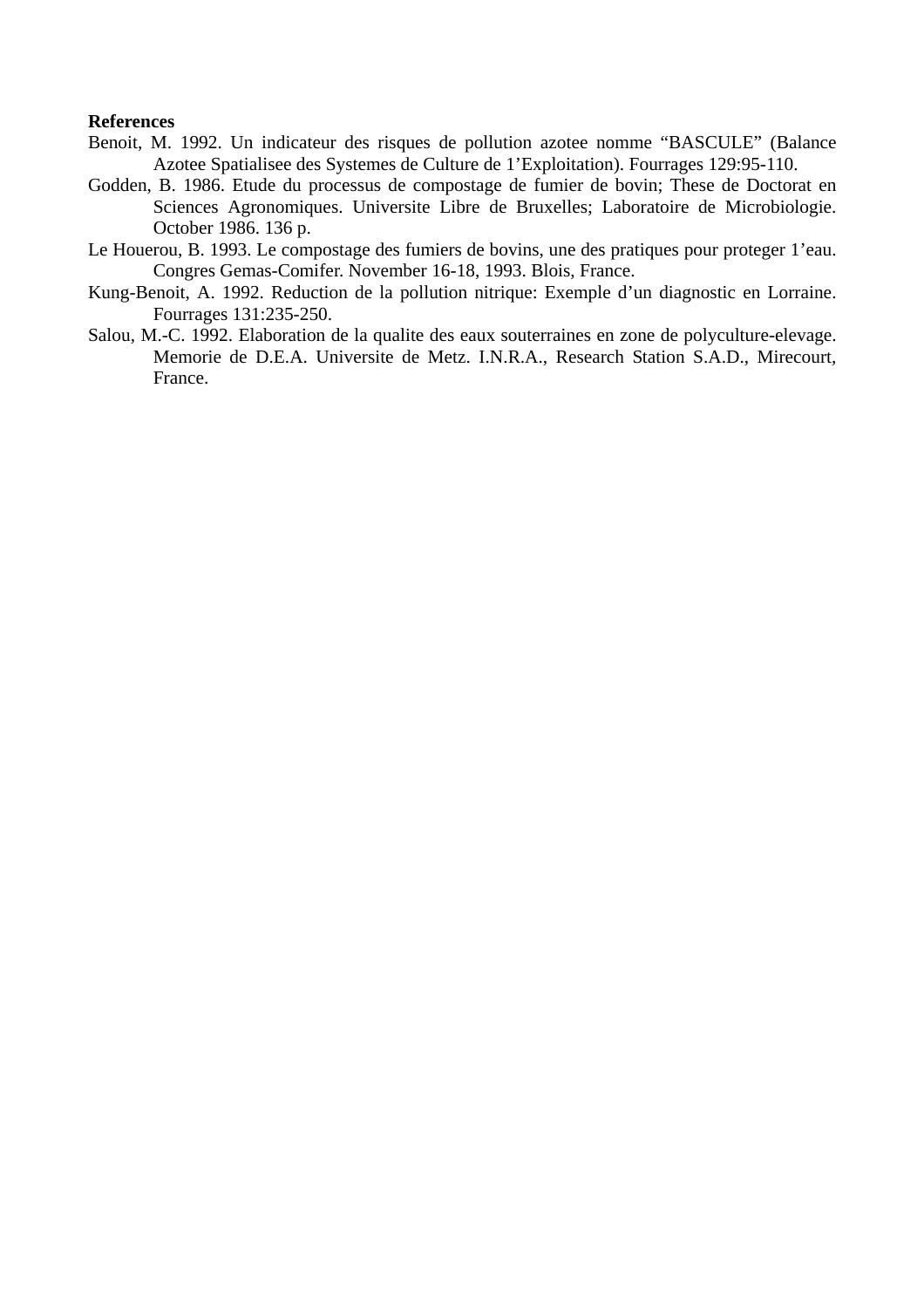**References**

Benoit, M. 1992. Un indicateur des risques de pollution azotee nomme "BASCULE" (Balance Azotee Spatialisee des Systemes de Culture de 1'Exploitation). Fourrages 129:95-110.

Godden, B. 1986. Etude du processus de compostage de fumier de bovin; These de Doctorat en Sciences Agronomiques. Universite Libre de Bruxelles; Laboratoire de Microbiologie. October 1986. 136 p.

Le Houerou, B. 1993. Le compostage des fumiers de bovins, une des pratiques pour proteger 1'eau. Congres Gemas-Comifer. November 16-18, 1993. Blois, France.

Kung-Benoit, A. 1992. Reduction de la pollution nitrique: Exemple d'un diagnostic en Lorraine. Fourrages 131:235-250.

Salou, M.-C. 1992. Elaboration de la qualite des eaux souterraines en zone de polyculture-elevage. Memorie de D.E.A. Universite de Metz. I.N.R.A., Research Station S.A.D., Mirecourt, France.